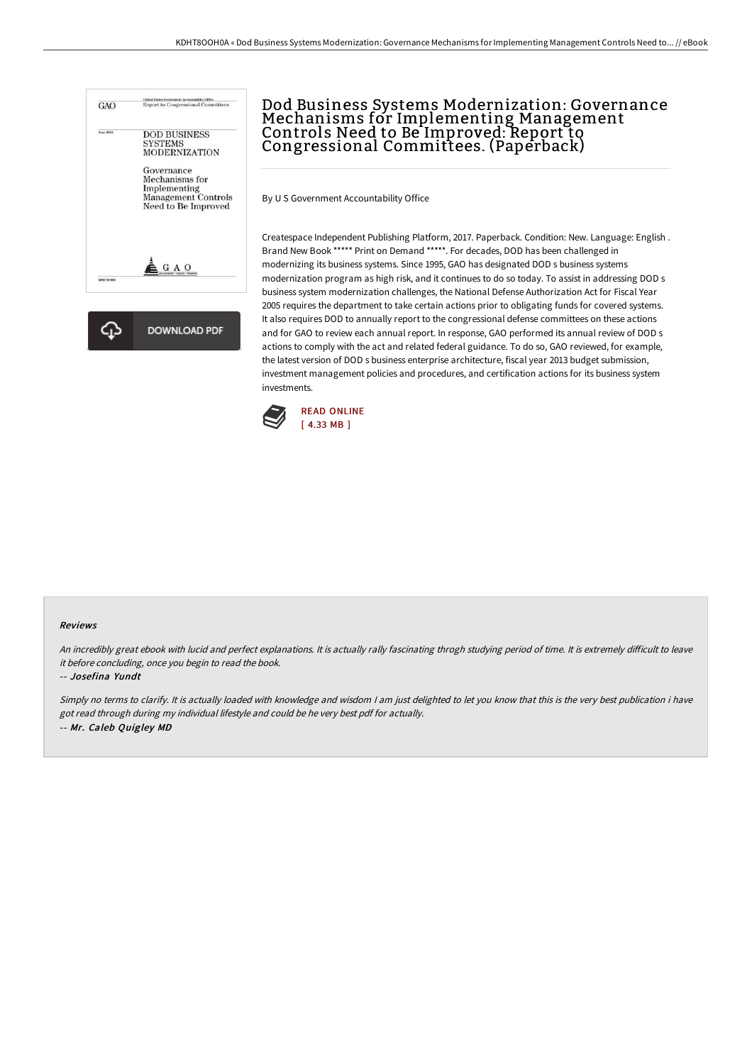# Dod Business Systems Modernization: Governance Mechanisms for Implementing Management Controls Need to Be Improved: Report to Congressional Committees. (Paperback)

By U S Government Accountability Office

Createspace Independent Publishing Platform, 2017. Paperback. Condition: New. Language: English . Brand New Book ***** Print on Demand *****. For decades, DOD has been challenged in modernizing its business systems. Since 1995, GAO has designated DOD s business systems modernization program as high risk, and it continues to do so today. To assist in addressing DOD s business system modernization challenges, the National Defense Authorization Act for Fiscal Year 2005 requires the department to take certain actions prior to obligating funds for covered systems. It also requires DOD to annually report to the congressional defense committees on these actions and for GAO to review each annual report. In response, GAO performed its annual review of DOD s actions to comply with the act and related federal guidance. To do so, GAO reviewed, for example, the latest version of DOD s business enterprise architecture, fiscal year 2013 budget submission, investment management policies and procedures, and certification actions for its business system investments.

DOWNLOAD PDF

READ ONLINE
[ 4.33 MB ]

## Reviews

*An incredibly great ebook with lucid and perfect explanations. It is actually rally fascinating throgh studying period of time. It is extremely difficult to leave it before concluding, once you begin to read the book.*

-- *Josefina Yundt*

*Simply no terms to clarify. It is actually loaded with knowledge and wisdom I am just delighted to let you know that this is the very best publication i have got read through during my individual lifestyle and could be he very best pdf for actually.*

-- *Mr. Caleb Quigley MD*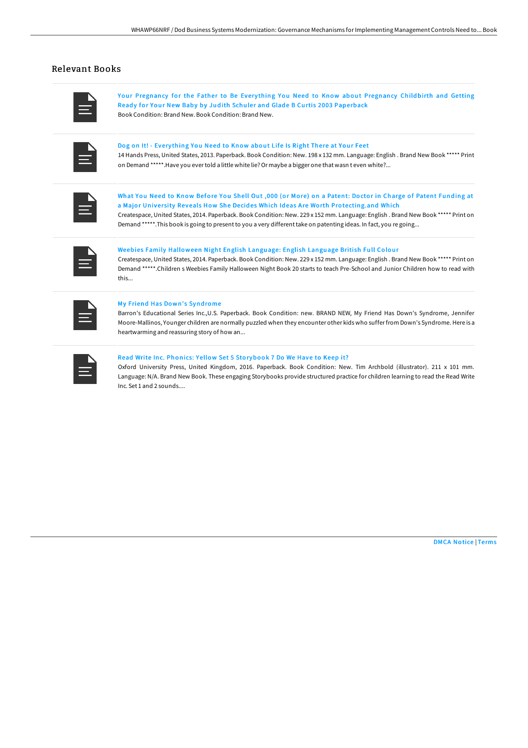## Relevant Books

**Your Pregnancy for the Father to Be Everything You Need to Know about Pregnancy Childbirth and Getting Ready for Your New Baby by Judith Schuler and Glade B Curtis 2003 Paperback**

Book Condition: Brand New. Book Condition: Brand New.

**Dog on It! - Everything You Need to Know about Life Is Right There at Your Feet**

14 Hands Press, United States, 2013. Paperback. Book Condition: New. 198 x 132 mm. Language: English . Brand New Book ***** Print on Demand *****.Have you ever told a little white lie? Or maybe a bigger one that wasn t even white?...

**What You Need to Know Before You Shell Out ,000 (or More) on a Patent: Doctor in Charge of Patent Funding at a Major University Reveals How She Decides Which Ideas Are Worth Protecting.and Which**

Createspace, United States, 2014. Paperback. Book Condition: New. 229 x 152 mm. Language: English . Brand New Book ***** Print on Demand *****.This book is going to present to you a very different take on patenting ideas. In fact, you re going...

**Weebies Family Halloween Night English Language: English Language British Full Colour**

Createspace, United States, 2014. Paperback. Book Condition: New. 229 x 152 mm. Language: English . Brand New Book ***** Print on Demand *****.Children s Weebies Family Halloween Night Book 20 starts to teach Pre-School and Junior Children how to read with this...

**My Friend Has Down's Syndrome**

Barron's Educational Series Inc.,U.S. Paperback. Book Condition: new. BRAND NEW, My Friend Has Down's Syndrome, Jennifer Moore-Mallinos, Younger children are normally puzzled when they encounter other kids who suffer from Down's Syndrome. Here is a heartwarming and reassuring story of how an...

**Read Write Inc. Phonics: Yellow Set 5 Storybook 7 Do We Have to Keep it?**

Oxford University Press, United Kingdom, 2016. Paperback. Book Condition: New. Tim Archbold (illustrator). 211 x 101 mm. Language: N/A. Brand New Book. These engaging Storybooks provide structured practice for children learning to read the Read Write Inc. Set 1 and 2 sounds....

DMCA Notice | Terms